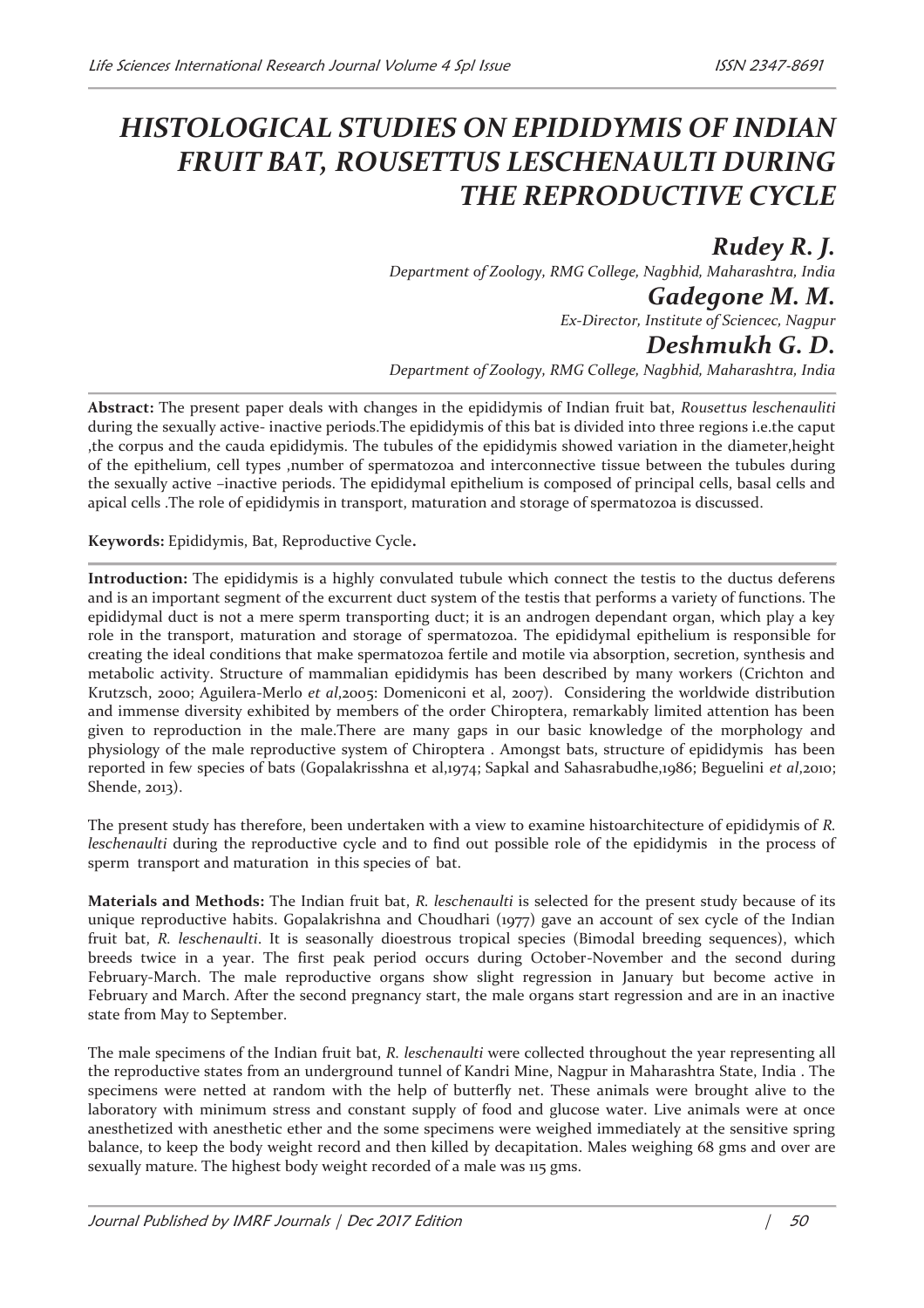# HISTOLOGICAL STUDIES ON EPIDIDYMIS OF INDIAN FRUIT BAT, ROUSETTUS LESCHENAULTI DURING THE REPRODUCTIVE CYCLE

**Rudey R. J.**

*Department of Zoology, RMG College, Nagbhid, Maharashtra, India*

**Gadegone M. M.**

*Ex-Director, Institute of Sciencec, Nagpur*

**Deshmukh G. D.**

*Department of Zoology, RMG College, Nagbhid, Maharashtra, India*

**Abstract:** The present paper deals with changes in the epididymis of Indian fruit bat, *Rousettus leschenauliti* during the sexually active- inactive periods.The epididymis of this bat is divided into three regions i.e.the caput ,the corpus and the cauda epididymis. The tubules of the epididymis showed variation in the diameter,height of the epithelium, cell types ,number of spermatozoa and interconnective tissue between the tubules during the sexually active –inactive periods. The epididymal epithelium is composed of principal cells, basal cells and apical cells .The role of epididymis in transport, maturation and storage of spermatozoa is discussed.

**Keywords:** Epididymis, Bat, Reproductive Cycle**.**

**Introduction:** The epididymis is a highly convulated tubule which connect the testis to the ductus deferens and is an important segment of the excurrent duct system of the testis that performs a variety of functions. The epididymal duct is not a mere sperm transporting duct; it is an androgen dependant organ, which play a key role in the transport, maturation and storage of spermatozoa. The epididymal epithelium is responsible for creating the ideal conditions that make spermatozoa fertile and motile via absorption, secretion, synthesis and metabolic activity. Structure of mammalian epididymis has been described by many workers (Crichton and Krutzsch, 2000; Aguilera-Merlo *et al*,2005: Domeniconi et al, 2007). Considering the worldwide distribution and immense diversity exhibited by members of the order Chiroptera, remarkably limited attention has been given to reproduction in the male.There are many gaps in our basic knowledge of the morphology and physiology of the male reproductive system of Chiroptera . Amongst bats, structure of epididymis has been reported in few species of bats (Gopalakrisshna et al,1974; Sapkal and Sahasrabudhe,1986; Beguelini *et al*,2010; Shende, 2013).

The present study has therefore, been undertaken with a view to examine histoarchitecture of epididymis of *R. leschenaulti* during the reproductive cycle and to find out possible role of the epididymis in the process of sperm transport and maturation in this species of bat.

**Materials and Methods:** The Indian fruit bat, *R. leschenaulti* is selected for the present study because of its unique reproductive habits. Gopalakrishna and Choudhari (1977) gave an account of sex cycle of the Indian fruit bat, *R. leschenaulti*. It is seasonally dioestrous tropical species (Bimodal breeding sequences), which breeds twice in a year. The first peak period occurs during October-November and the second during February-March. The male reproductive organs show slight regression in January but become active in February and March. After the second pregnancy start, the male organs start regression and are in an inactive state from May to September.

The male specimens of the Indian fruit bat, *R. leschenaulti* were collected throughout the year representing all the reproductive states from an underground tunnel of Kandri Mine, Nagpur in Maharashtra State, India . The specimens were netted at random with the help of butterfly net. These animals were brought alive to the laboratory with minimum stress and constant supply of food and glucose water. Live animals were at once anesthetized with anesthetic ether and the some specimens were weighed immediately at the sensitive spring balance, to keep the body weight record and then killed by decapitation. Males weighing 68 gms and over are sexually mature. The highest body weight recorded of a male was 115 gms.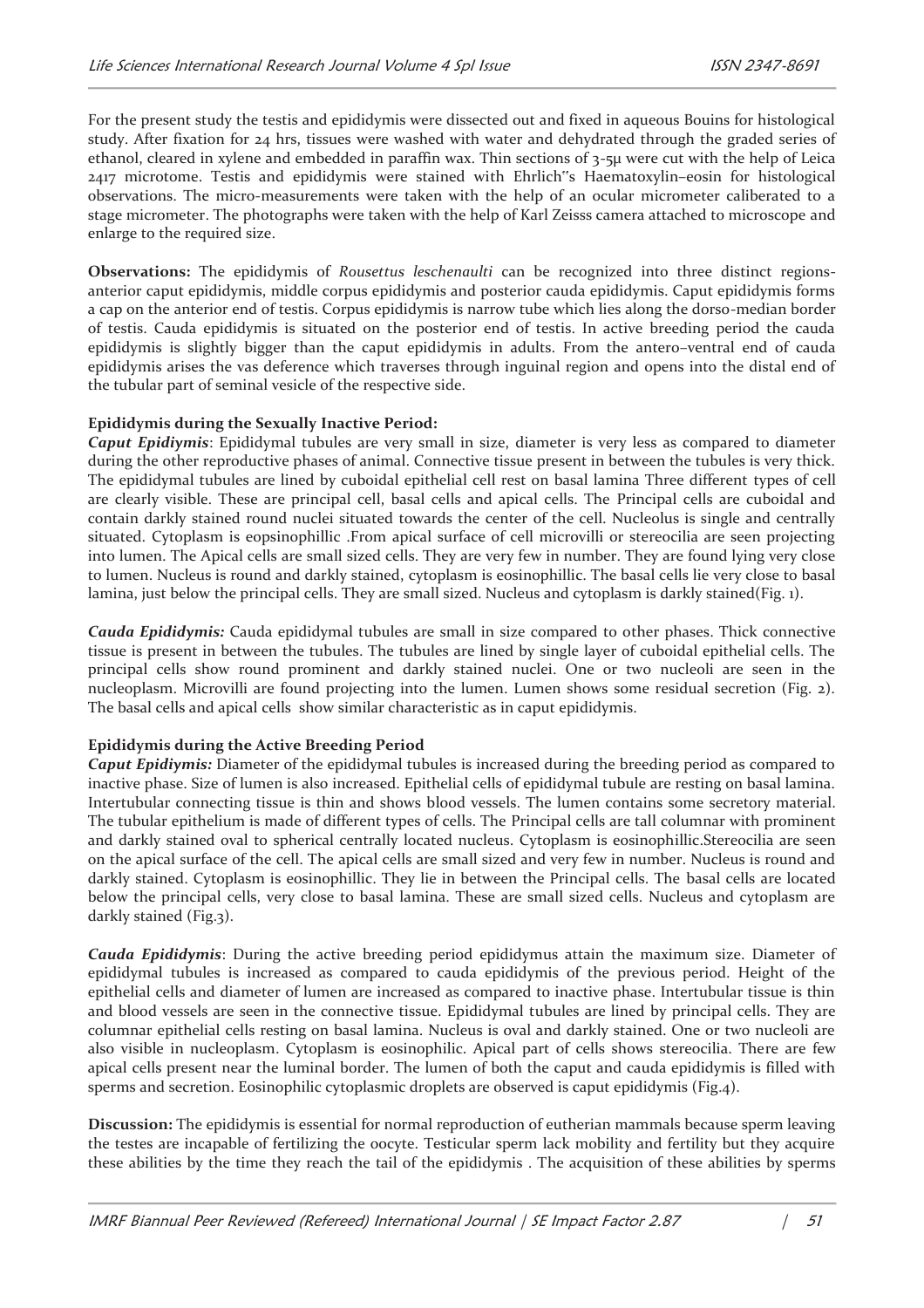For the present study the testis and epididymis were dissected out and fixed in aqueous Bouins for histological study. After fixation for 24 hrs, tissues were washed with water and dehydrated through the graded series of ethanol, cleared in xylene and embedded in paraffin wax. Thin sections of 3-5μ were cut with the help of Leica 2417 microtome. Testis and epididymis were stained with Ehrlich''s Haematoxylin–eosin for histological observations. The micro-measurements were taken with the help of an ocular micrometer caliberated to a stage micrometer. The photographs were taken with the help of Karl Zeisss camera attached to microscope and enlarge to the required size.

**Observations:** The epididymis of *Rousettus leschenaulti* can be recognized into three distinct regions- anterior caput epididymis, middle corpus epididymis and posterior cauda epididymis. Caput epididymis forms a cap on the anterior end of testis. Corpus epididymis is narrow tube which lies along the dorso-median border of testis. Cauda epididymis is situated on the posterior end of testis. In active breeding period the cauda epididymis is slightly bigger than the caput epididymis in adults. From the antero–ventral end of cauda epididymis arises the vas deference which traverses through inguinal region and opens into the distal end of the tubular part of seminal vesicle of the respective side.

**Epididymis during the Sexually Inactive Period:**

***Caput Epidiymis***: Epididymal tubules are very small in size, diameter is very less as compared to diameter during the other reproductive phases of animal. Connective tissue present in between the tubules is very thick. The epididymal tubules are lined by cuboidal epithelial cell rest on basal lamina Three different types of cell are clearly visible. These are principal cell, basal cells and apical cells. The Principal cells are cuboidal and contain darkly stained round nuclei situated towards the center of the cell. Nucleolus is single and centrally situated. Cytoplasm is eopsinophillic .From apical surface of cell microvilli or stereocilia are seen projecting into lumen. The Apical cells are small sized cells. They are very few in number. They are found lying very close to lumen. Nucleus is round and darkly stained, cytoplasm is eosinophillic. The basal cells lie very close to basal lamina, just below the principal cells. They are small sized. Nucleus and cytoplasm is darkly stained(Fig. 1).

***Cauda Epididymis:*** Cauda epididymal tubules are small in size compared to other phases. Thick connective tissue is present in between the tubules. The tubules are lined by single layer of cuboidal epithelial cells. The principal cells show round prominent and darkly stained nuclei. One or two nucleoli are seen in the nucleoplasm. Microvilli are found projecting into the lumen. Lumen shows some residual secretion (Fig. 2). The basal cells and apical cells show similar characteristic as in caput epididymis.

**Epididymis during the Active Breeding Period**

***Caput Epidiymis:*** Diameter of the epididymal tubules is increased during the breeding period as compared to inactive phase. Size of lumen is also increased. Epithelial cells of epididymal tubule are resting on basal lamina. Intertubular connecting tissue is thin and shows blood vessels. The lumen contains some secretory material. The tubular epithelium is made of different types of cells. The Principal cells are tall columnar with prominent and darkly stained oval to spherical centrally located nucleus. Cytoplasm is eosinophillic.Stereocilia are seen on the apical surface of the cell. The apical cells are small sized and very few in number. Nucleus is round and darkly stained. Cytoplasm is eosinophillic. They lie in between the Principal cells. The basal cells are located below the principal cells, very close to basal lamina. These are small sized cells. Nucleus and cytoplasm are darkly stained (Fig.3).

***Cauda Epididymis***: During the active breeding period epididymus attain the maximum size. Diameter of epididymal tubules is increased as compared to cauda epididymis of the previous period. Height of the epithelial cells and diameter of lumen are increased as compared to inactive phase. Intertubular tissue is thin and blood vessels are seen in the connective tissue. Epididymal tubules are lined by principal cells. They are columnar epithelial cells resting on basal lamina. Nucleus is oval and darkly stained. One or two nucleoli are also visible in nucleoplasm. Cytoplasm is eosinophilic. Apical part of cells shows stereocilia. There are few apical cells present near the luminal border. The lumen of both the caput and cauda epididymis is filled with sperms and secretion. Eosinophilic cytoplasmic droplets are observed is caput epididymis (Fig.4).

**Discussion:** The epididymis is essential for normal reproduction of eutherian mammals because sperm leaving the testes are incapable of fertilizing the oocyte. Testicular sperm lack mobility and fertility but they acquire these abilities by the time they reach the tail of the epididymis . The acquisition of these abilities by sperms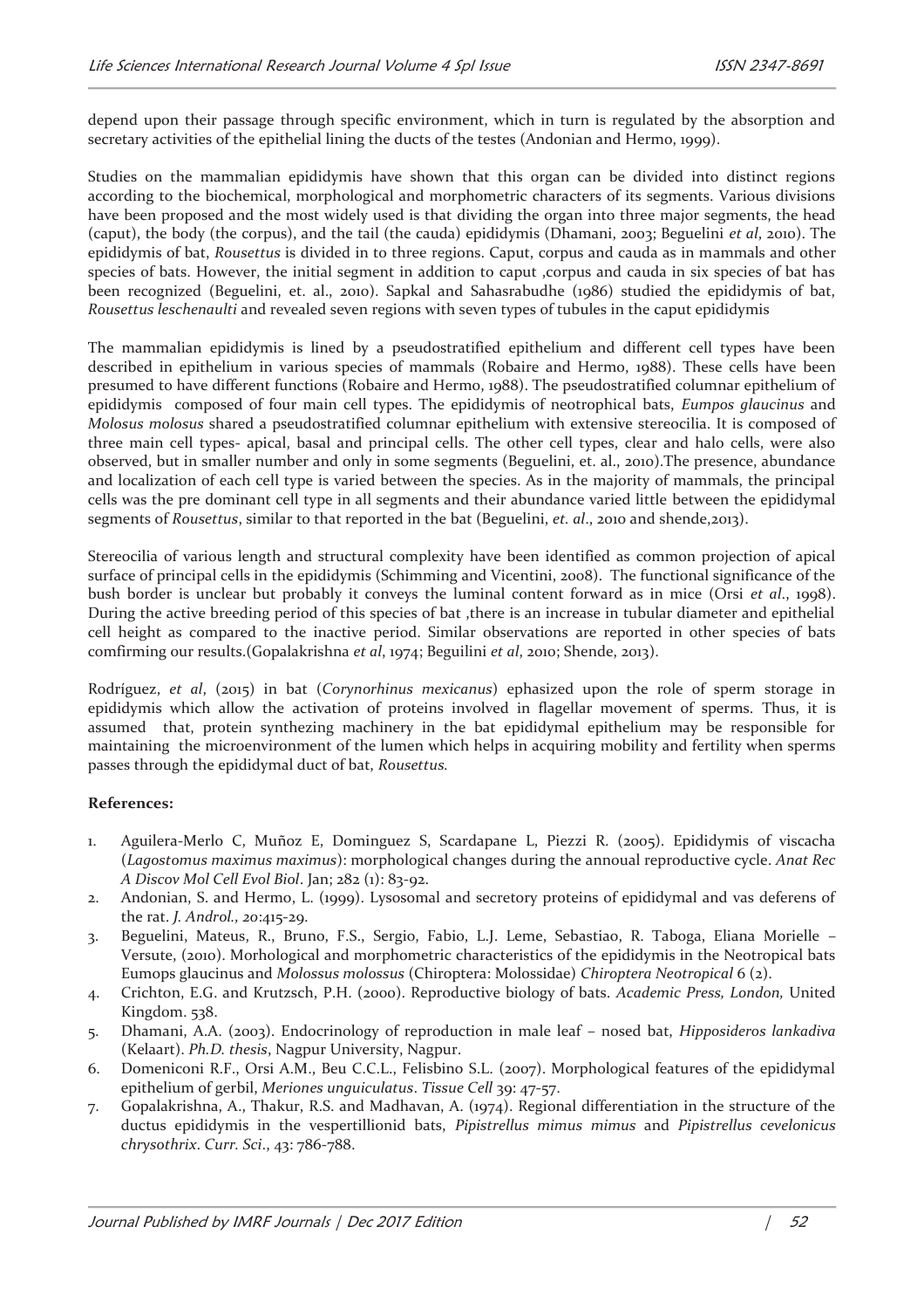depend upon their passage through specific environment, which in turn is regulated by the absorption and secretary activities of the epithelial lining the ducts of the testes (Andonian and Hermo, 1999).

Studies on the mammalian epididymis have shown that this organ can be divided into distinct regions according to the biochemical, morphological and morphometric characters of its segments. Various divisions have been proposed and the most widely used is that dividing the organ into three major segments, the head (caput), the body (the corpus), and the tail (the cauda) epididymis (Dhamani, 2003; Beguelini *et al*, 2010). The epididymis of bat, *Rousettus* is divided in to three regions. Caput, corpus and cauda as in mammals and other species of bats. However, the initial segment in addition to caput ,corpus and cauda in six species of bat has been recognized (Beguelini, et. al., 2010). Sapkal and Sahasrabudhe (1986) studied the epididymis of bat, *Rousettus leschenaulti* and revealed seven regions with seven types of tubules in the caput epididymis

The mammalian epididymis is lined by a pseudostratified epithelium and different cell types have been described in epithelium in various species of mammals (Robaire and Hermo, 1988). These cells have been presumed to have different functions (Robaire and Hermo, 1988). The pseudostratified columnar epithelium of epididymis composed of four main cell types. The epididymis of neotrophical bats, *Eumpos glaucinus* and *Molosus molosus* shared a pseudostratified columnar epithelium with extensive stereocilia. It is composed of three main cell types- apical, basal and principal cells. The other cell types, clear and halo cells, were also observed, but in smaller number and only in some segments (Beguelini, et. al., 2010).The presence, abundance and localization of each cell type is varied between the species. As in the majority of mammals, the principal cells was the pre dominant cell type in all segments and their abundance varied little between the epididymal segments of *Rousettus*, similar to that reported in the bat (Beguelini, *et. al*., 2010 and shende,2013).

Stereocilia of various length and structural complexity have been identified as common projection of apical surface of principal cells in the epididymis (Schimming and Vicentini, 2008). The functional significance of the bush border is unclear but probably it conveys the luminal content forward as in mice (Orsi *et al*., 1998). During the active breeding period of this species of bat ,there is an increase in tubular diameter and epithelial cell height as compared to the inactive period. Similar observations are reported in other species of bats comfirming our results.(Gopalakrishna *et al*, 1974; Beguilini *et al*, 2010; Shende, 2013).

Rodríguez, *et al*, (2015) in bat (*Corynorhinus mexicanus*) ephasized upon the role of sperm storage in epididymis which allow the activation of proteins involved in flagellar movement of sperms. Thus, it is assumed that, protein synthezing machinery in the bat epididymal epithelium may be responsible for maintaining the microenvironment of the lumen which helps in acquiring mobility and fertility when sperms passes through the epididymal duct of bat, *Rousettus.*

**References:**

1. Aguilera-Merlo C, Muñoz E, Dominguez S, Scardapane L, Piezzi R. (2005). Epididymis of viscacha (*Lagostomus maximus maximus*): morphological changes during the annoual reproductive cycle. *Anat Rec A Discov Mol Cell Evol Biol*. Jan; 282 (1): 83-92.
2. Andonian, S. and Hermo, L. (1999). Lysosomal and secretory proteins of epididymal and vas deferens of the rat. *J. Androl., 20*:415-29.
3. Beguelini, Mateus, R., Bruno, F.S., Sergio, Fabio, L.J. Leme, Sebastiao, R. Taboga, Eliana Morielle – Versute, (2010). Morhological and morphometric characteristics of the epididymis in the Neotropical bats Eumops glaucinus and *Molossus molossus* (Chiroptera: Molossidae) *Chiroptera Neotropical* 6 (2).
4. Crichton, E.G. and Krutzsch, P.H. (2000). Reproductive biology of bats. *Academic Press, London,* United Kingdom. 538.
5. Dhamani, A.A. (2003). Endocrinology of reproduction in male leaf – nosed bat, *Hipposideros lankadiva* (Kelaart). *Ph.D. thesis*, Nagpur University, Nagpur.
6. Domeniconi R.F., Orsi A.M., Beu C.C.L., Felisbino S.L. (2007). Morphological features of the epididymal epithelium of gerbil, *Meriones unguiculatus*. *Tissue Cell* 39: 47-57.
7. Gopalakrishna, A., Thakur, R.S. and Madhavan, A. (1974). Regional differentiation in the structure of the ductus epididymis in the vespertillionid bats, *Pipistrellus mimus mimus* and *Pipistrellus cevelonicus chrysothrix*. *Curr. Sci*., 43: 786-788.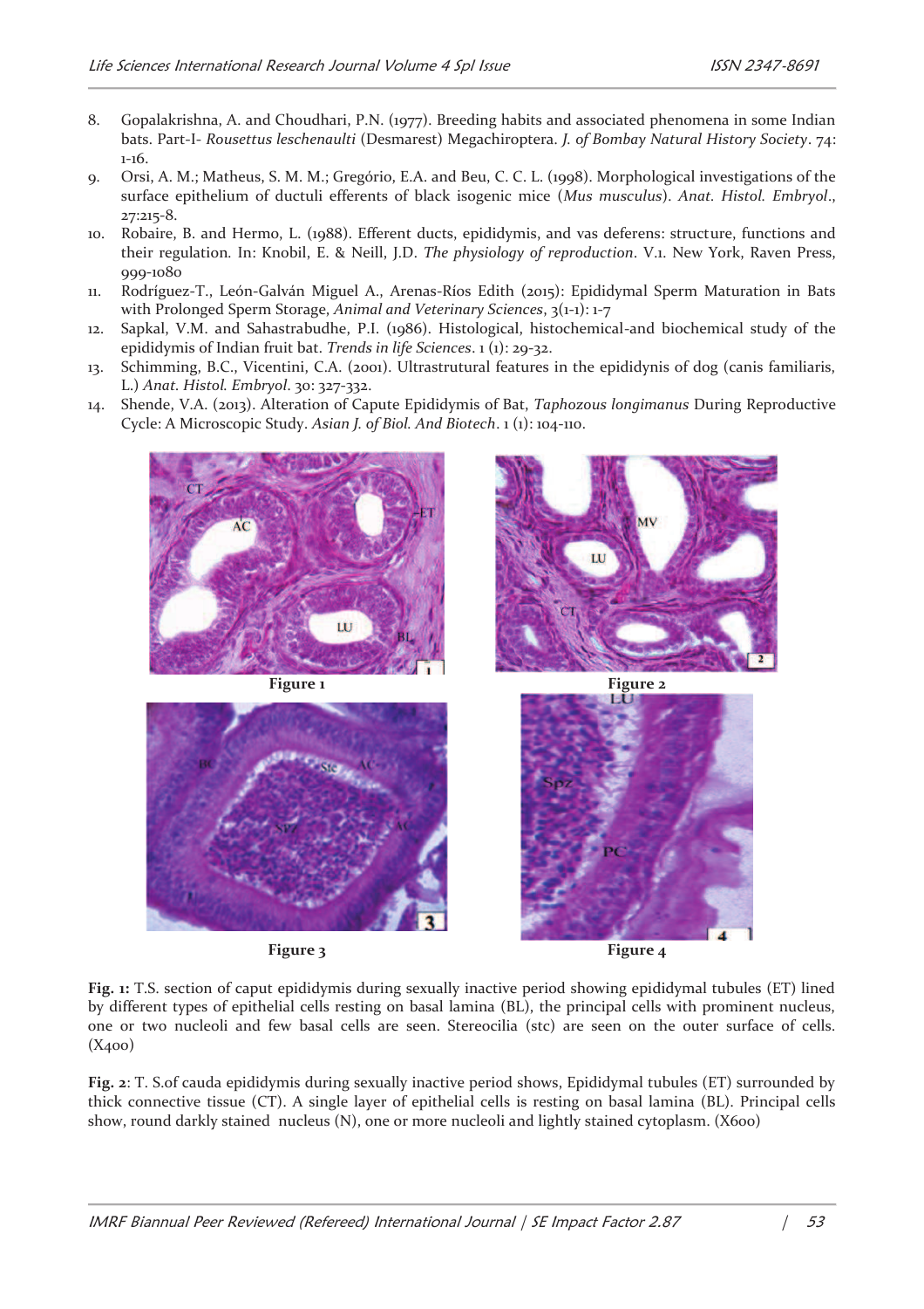8. Gopalakrishna, A. and Choudhari, P.N. (1977). Breeding habits and associated phenomena in some Indian bats. Part-I- *Rousettus leschenaulti* (Desmarest) Megachiroptera. *J. of Bombay Natural History Society*. 74: 1-16.
9. Orsi, A. M.; Matheus, S. M. M.; Gregório, E.A. and Beu, C. C. L. (1998). Morphological investigations of the surface epithelium of ductuli efferents of black isogenic mice (*Mus musculus*). *Anat. Histol. Embryol*., 27:215-8.
10. Robaire, B. and Hermo, L. (1988). Efferent ducts, epididymis, and vas deferens: structure, functions and their regulation. In: Knobil, E. & Neill, J.D. *The physiology of reproduction*. V.1. New York, Raven Press, 999-1080
11. Rodríguez-T., León-Galván Miguel A., Arenas-Ríos Edith (2015): Epididymal Sperm Maturation in Bats with Prolonged Sperm Storage, *Animal and Veterinary Sciences*, 3(1-1): 1-7
12. Sapkal, V.M. and Sahastrabudhe, P.I. (1986). Histological, histochemical-and biochemical study of the epididymis of Indian fruit bat. *Trends in life Sciences*. 1 (1): 29-32.
13. Schimming, B.C., Vicentini, C.A. (2001). Ultrastrutural features in the epididynis of dog (canis familiaris, L.) *Anat. Histol. Embryol*. 30: 327-332.
14. Shende, V.A. (2013). Alteration of Capute Epididymis of Bat, *Taphozous longimanus* During Reproductive Cycle: A Microscopic Study. *Asian J. of Biol. And Biotech*. 1 (1): 104-110.

Figure 1

Figure 2

Figure 3

Figure 4

**Fig. 1:** T.S. section of caput epididymis during sexually inactive period showing epididymal tubules (ET) lined by different types of epithelial cells resting on basal lamina (BL), the principal cells with prominent nucleus, one or two nucleoli and few basal cells are seen. Stereocilia (stc) are seen on the outer surface of cells. (X400)

**Fig. 2**: T. S.of cauda epididymis during sexually inactive period shows, Epididymal tubules (ET) surrounded by thick connective tissue (CT). A single layer of epithelial cells is resting on basal lamina (BL). Principal cells show, round darkly stained nucleus (N), one or more nucleoli and lightly stained cytoplasm. (X600)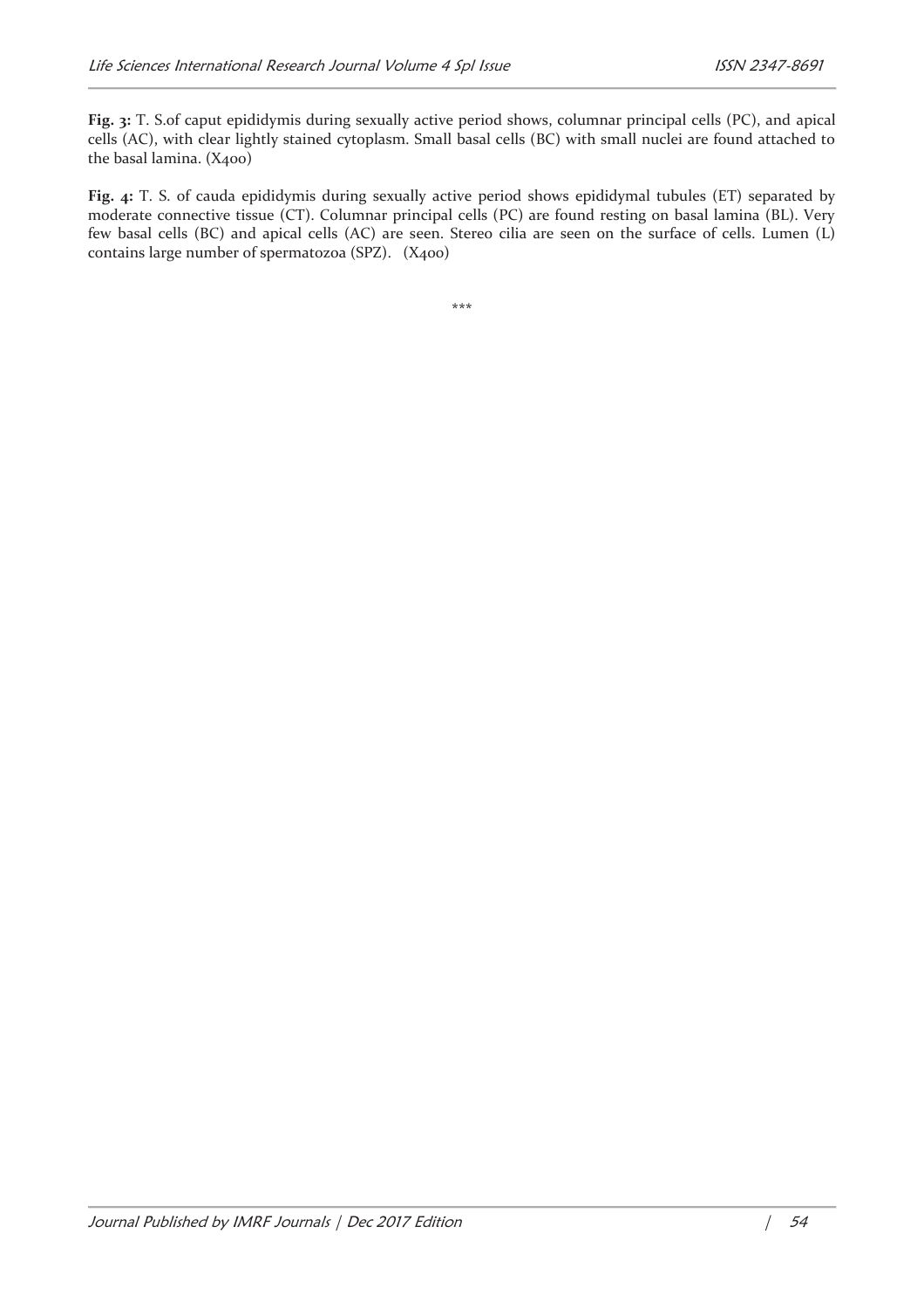**Fig. 3:** T. S.of caput epididymis during sexually active period shows, columnar principal cells (PC), and apical cells (AC), with clear lightly stained cytoplasm. Small basal cells (BC) with small nuclei are found attached to the basal lamina. (X400)

**Fig. 4:** T. S. of cauda epididymis during sexually active period shows epididymal tubules (ET) separated by moderate connective tissue (CT). Columnar principal cells (PC) are found resting on basal lamina (BL). Very few basal cells (BC) and apical cells (AC) are seen. Stereo cilia are seen on the surface of cells. Lumen (L) contains large number of spermatozoa (SPZ). (X400)

***